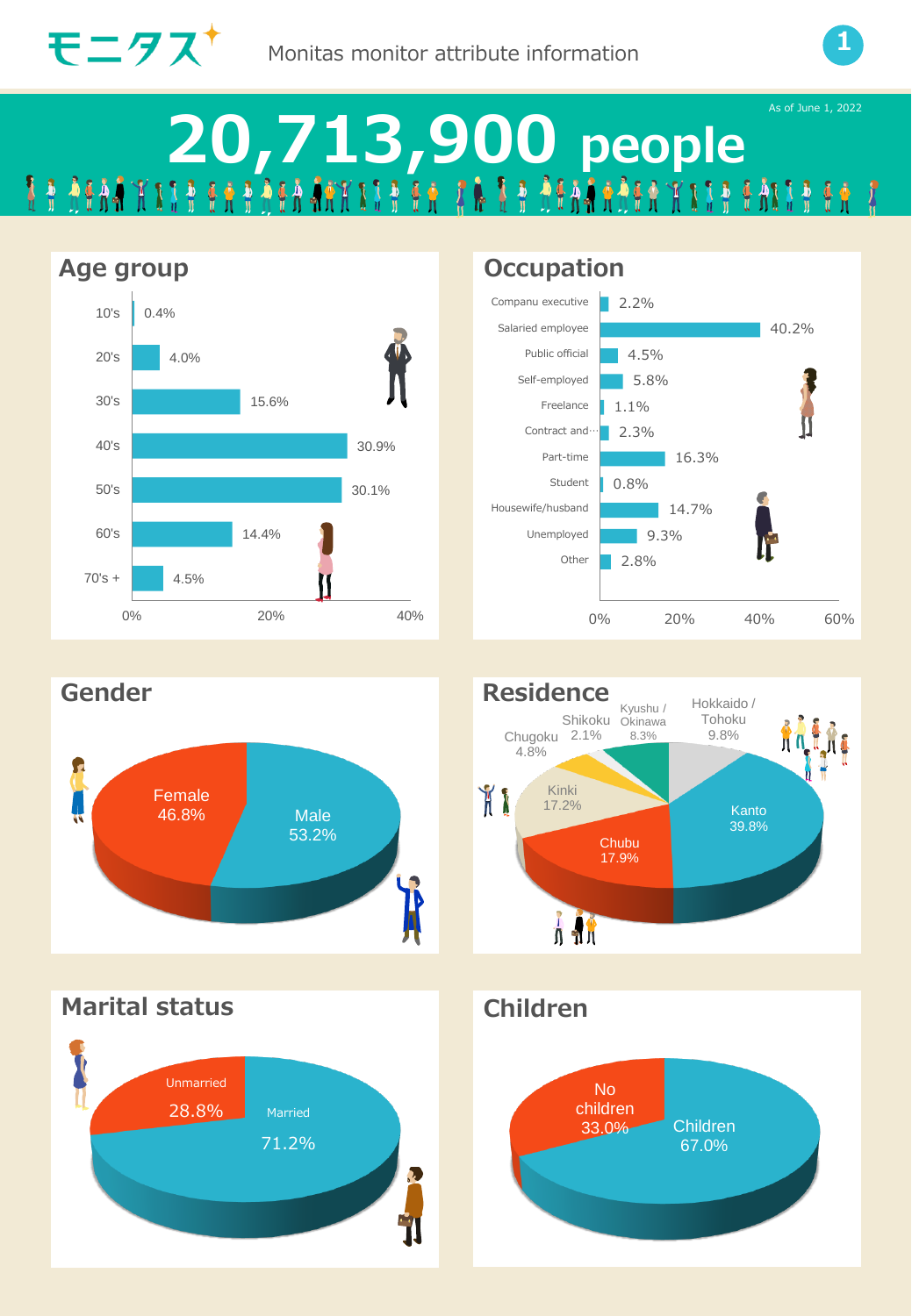モニタス

Monitas monitor attribute information

As of June 1, 2022

# 20,713,900 people

## Age group

| Age group | Share |
|---|---|
| 10's | 0.4% |
| 20's | 4.0% |
| 30's | 15.6% |
| 40's | 30.9% |
| 50's | 30.1% |
| 60's | 14.4% |
| 70's + | 4.5% |

## Occupation

| Occupation | Share |
|---|---|
| Companu executive | 2.2% |
| Salaried employee | 40.2% |
| Public official | 4.5% |
| Self-employed | 5.8% |
| Freelance | 1.1% |
| Contract and… | 2.3% |
| Part-time | 16.3% |
| Student | 0.8% |
| Housewife/husband | 14.7% |
| Unemployed | 9.3% |
| Other | 2.8% |

## Gender

| Gender | Share |
|---|---|
| Female | 46.8% |
| Male | 53.2% |

## Residence

| Region | Share |
|---|---|
| Hokkaido / Tohoku | 9.8% |
| Kanto | 39.8% |
| Chubu | 17.9% |
| Kinki | 17.2% |
| Chugoku | 4.8% |
| Shikoku | 2.1% |
| Kyushu / Okinawa | 8.3% |

## Marital status

| Marital status | Share |
|---|---|
| Unmarried | 28.8% |
| Married | 71.2% |

## Children

| Children | Share |
|---|---|
| No children | 33.0% |
| Children | 67.0% |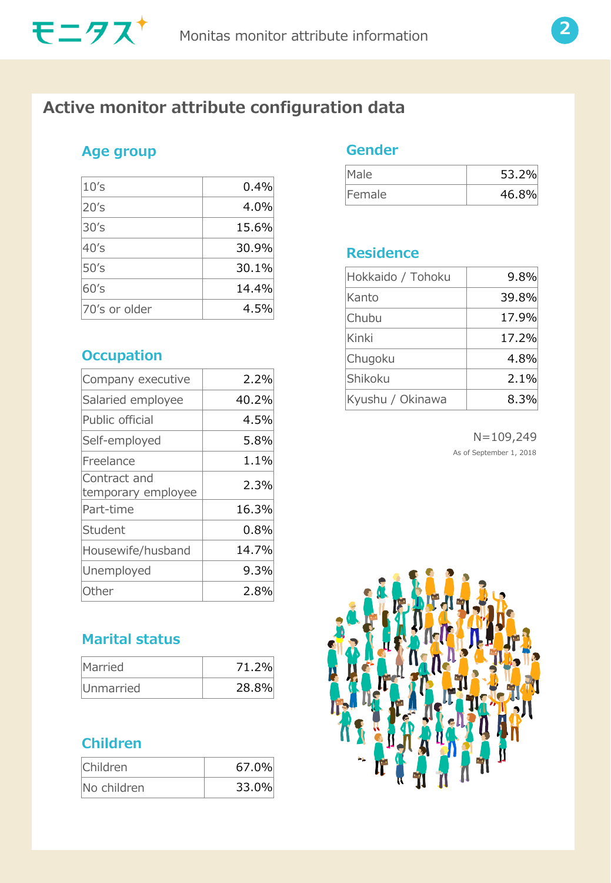# Active monitor attribute configuration data

## Age group

| | |
|---|---|
| 10's | 0.4% |
| 20's | 4.0% |
| 30's | 15.6% |
| 40's | 30.9% |
| 50's | 30.1% |
| 60's | 14.4% |
| 70's or older | 4.5% |

## Occupation

| | |
|---|---|
| Company executive | 2.2% |
| Salaried employee | 40.2% |
| Public official | 4.5% |
| Self-employed | 5.8% |
| Freelance | 1.1% |
| Contract and temporary employee | 2.3% |
| Part-time | 16.3% |
| Student | 0.8% |
| Housewife/husband | 14.7% |
| Unemployed | 9.3% |
| Other | 2.8% |

## Marital status

| | |
|---|---|
| Married | 71.2% |
| Unmarried | 28.8% |

## Children

| | |
|---|---|
| Children | 67.0% |
| No children | 33.0% |

## Gender

| | |
|---|---|
| Male | 53.2% |
| Female | 46.8% |

## Residence

| | |
|---|---|
| Hokkaido / Tohoku | 9.8% |
| Kanto | 39.8% |
| Chubu | 17.9% |
| Kinki | 17.2% |
| Chugoku | 4.8% |
| Shikoku | 2.1% |
| Kyushu / Okinawa | 8.3% |

N=109,249

As of September 1, 2018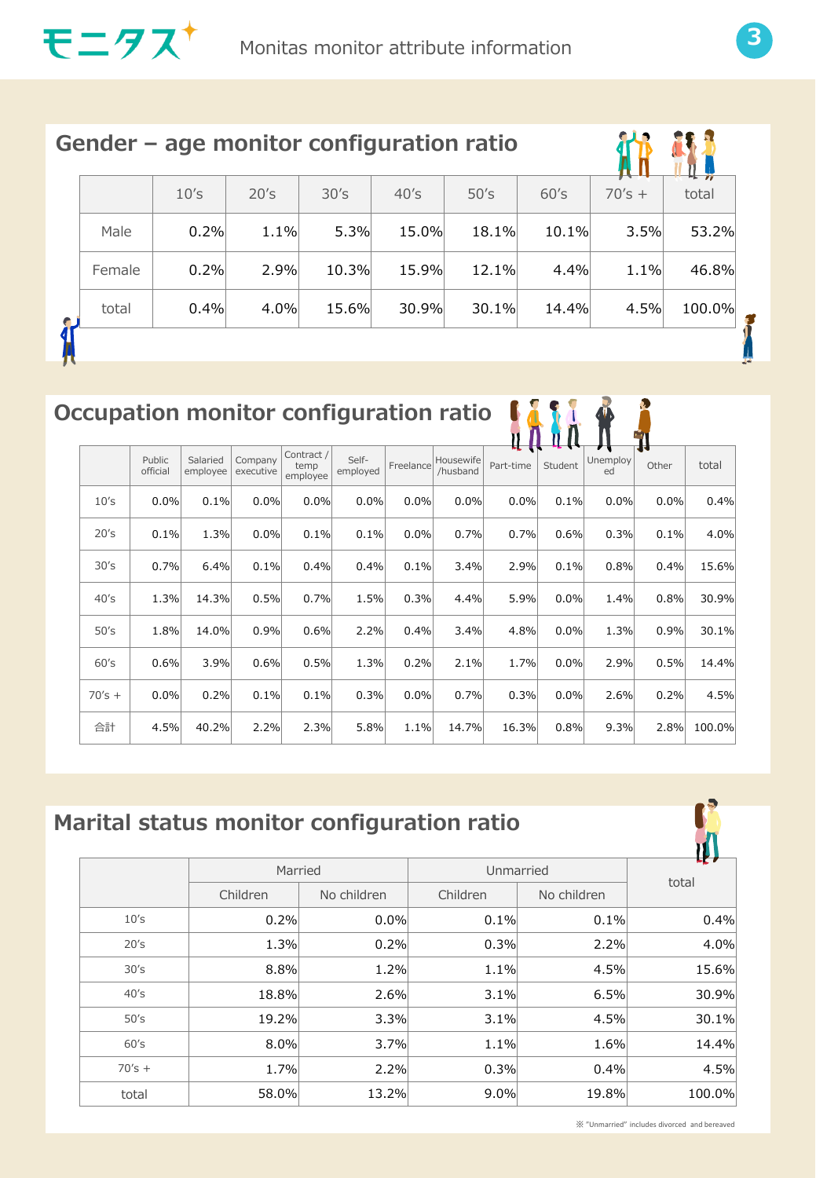モニタス Monitas monitor attribute information

## Gender – age monitor configuration ratio

| | 10's | 20's | 30's | 40's | 50's | 60's | 70's + | total |
|---|---|---|---|---|---|---|---|---|
| Male | 0.2% | 1.1% | 5.3% | 15.0% | 18.1% | 10.1% | 3.5% | 53.2% |
| Female | 0.2% | 2.9% | 10.3% | 15.9% | 12.1% | 4.4% | 1.1% | 46.8% |
| total | 0.4% | 4.0% | 15.6% | 30.9% | 30.1% | 14.4% | 4.5% | 100.0% |

## Occupation monitor configuration ratio

| | Public official | Salaried employee | Company executive | Contract / temp employee | Self-employed | Freelance | Housewife /husband | Part-time | Student | Unemployed | Other | total |
|---|---|---|---|---|---|---|---|---|---|---|---|---|
| 10's | 0.0% | 0.1% | 0.0% | 0.0% | 0.0% | 0.0% | 0.0% | 0.0% | 0.1% | 0.0% | 0.0% | 0.4% |
| 20's | 0.1% | 1.3% | 0.0% | 0.1% | 0.1% | 0.0% | 0.7% | 0.7% | 0.6% | 0.3% | 0.1% | 4.0% |
| 30's | 0.7% | 6.4% | 0.1% | 0.4% | 0.4% | 0.1% | 3.4% | 2.9% | 0.1% | 0.8% | 0.4% | 15.6% |
| 40's | 1.3% | 14.3% | 0.5% | 0.7% | 1.5% | 0.3% | 4.4% | 5.9% | 0.0% | 1.4% | 0.8% | 30.9% |
| 50's | 1.8% | 14.0% | 0.9% | 0.6% | 2.2% | 0.4% | 3.4% | 4.8% | 0.0% | 1.3% | 0.9% | 30.1% |
| 60's | 0.6% | 3.9% | 0.6% | 0.5% | 1.3% | 0.2% | 2.1% | 1.7% | 0.0% | 2.9% | 0.5% | 14.4% |
| 70's + | 0.0% | 0.2% | 0.1% | 0.1% | 0.3% | 0.0% | 0.7% | 0.3% | 0.0% | 2.6% | 0.2% | 4.5% |
| 合計 | 4.5% | 40.2% | 2.2% | 2.3% | 5.8% | 1.1% | 14.7% | 16.3% | 0.8% | 9.3% | 2.8% | 100.0% |

## Marital status monitor configuration ratio

| | Married | | Unmarried | | total |
|---|---|---|---|---|---|
| | Children | No children | Children | No children | |
| 10's | 0.2% | 0.0% | 0.1% | 0.1% | 0.4% |
| 20's | 1.3% | 0.2% | 0.3% | 2.2% | 4.0% |
| 30's | 8.8% | 1.2% | 1.1% | 4.5% | 15.6% |
| 40's | 18.8% | 2.6% | 3.1% | 6.5% | 30.9% |
| 50's | 19.2% | 3.3% | 3.1% | 4.5% | 30.1% |
| 60's | 8.0% | 3.7% | 1.1% | 1.6% | 14.4% |
| 70's + | 1.7% | 2.2% | 0.3% | 0.4% | 4.5% |
| total | 58.0% | 13.2% | 9.0% | 19.8% | 100.0% |

※ "Unmarried" includes divorced and bereaved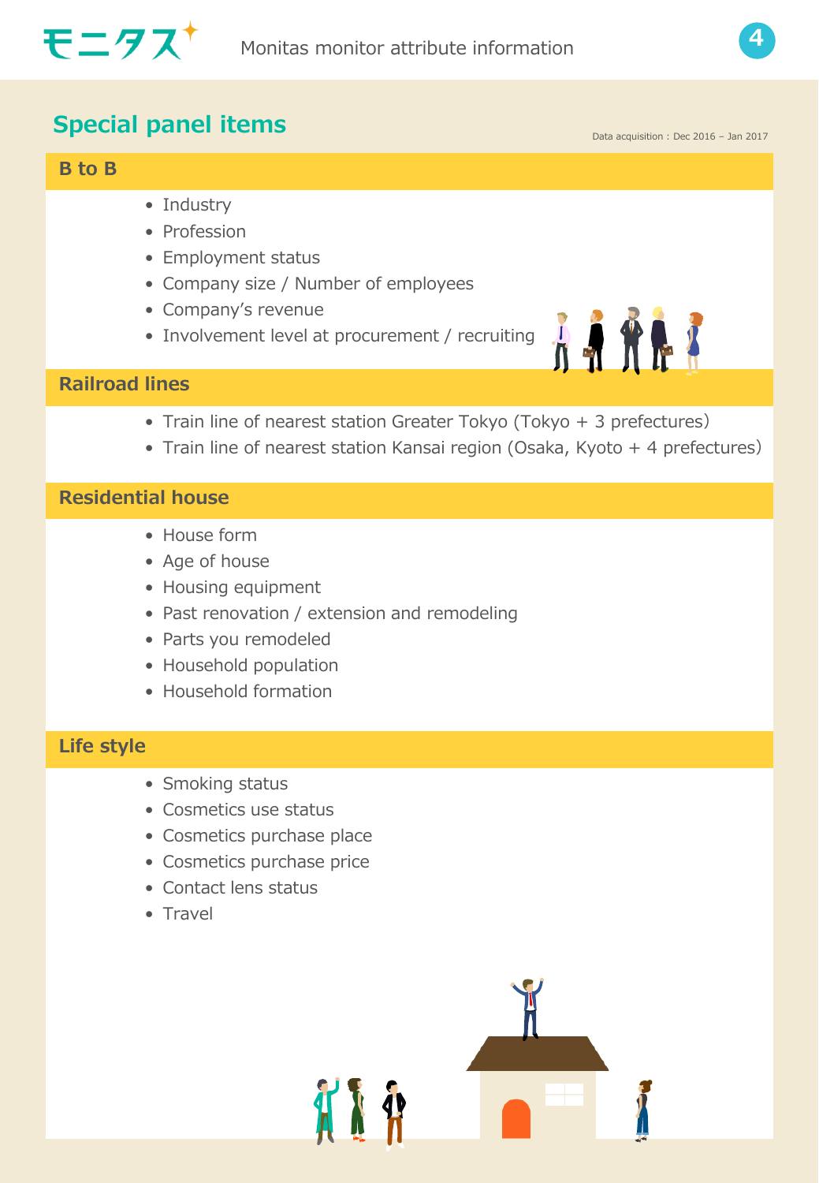## Special panel items

Data acquisition : Dec 2016 – Jan 2017

### B to B

- Industry
- Profession
- Employment status
- Company size / Number of employees
- Company's revenue
- Involvement level at procurement / recruiting

### Railroad lines

- Train line of nearest station Greater Tokyo (Tokyo + 3 prefectures)
- Train line of nearest station Kansai region (Osaka, Kyoto + 4 prefectures)

### Residential house

- House form
- Age of house
- Housing equipment
- Past renovation / extension and remodeling
- Parts you remodeled
- Household population
- Household formation

### Life style

- Smoking status
- Cosmetics use status
- Cosmetics purchase place
- Cosmetics purchase price
- Contact lens status
- Travel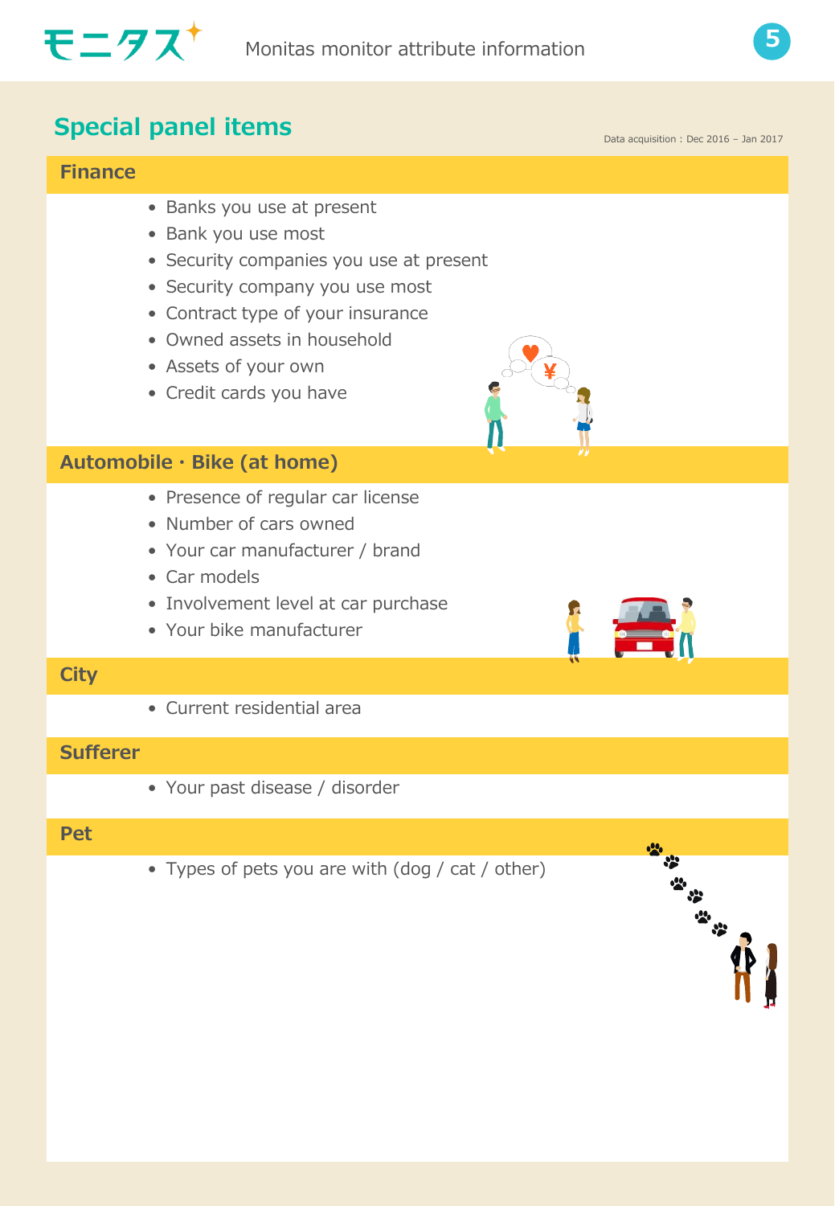# Special panel items

Data acquisition : Dec 2016 – Jan 2017

## Finance

- Banks you use at present
- Bank you use most
- Security companies you use at present
- Security company you use most
- Contract type of your insurance
- Owned assets in household
- Assets of your own
- Credit cards you have

## Automobile · Bike (at home)

- Presence of regular car license
- Number of cars owned
- Your car manufacturer / brand
- Car models
- Involvement level at car purchase
- Your bike manufacturer

## City

- Current residential area

## Sufferer

- Your past disease / disorder

## Pet

- Types of pets you are with (dog / cat / other)